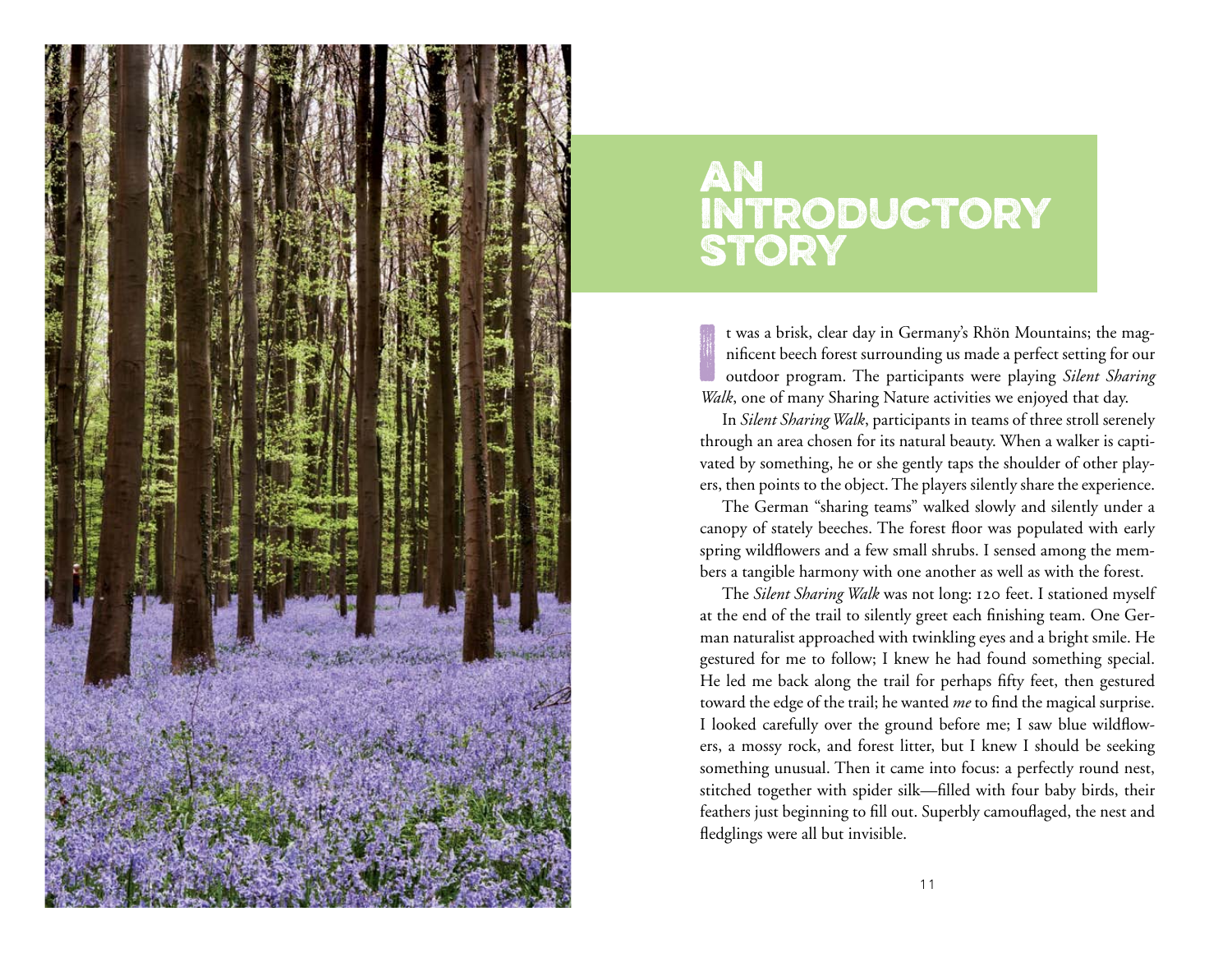# AN INTRODUCTORY STORY

It was a brisk, clear day in Germany's Rhön Mountains; the magnificent beech forest surrounding us made a perfect setting for our outdoor program. The participants were playing *Silent Sharing Walk*, one of many Sharing Nature activities we enjoyed that day.

In *Silent Sharing Walk*, participants in teams of three stroll serenely through an area chosen for its natural beauty. When a walker is captivated by something, he or she gently taps the shoulder of other players, then points to the object. The players silently share the experience.

The German "sharing teams" walked slowly and silently under a canopy of stately beeches. The forest floor was populated with early spring wildflowers and a few small shrubs. I sensed among the members a tangible harmony with one another as well as with the forest.

The *Silent Sharing Walk* was not long: 120 feet. I stationed myself at the end of the trail to silently greet each finishing team. One German naturalist approached with twinkling eyes and a bright smile. He gestured for me to follow; I knew he had found something special. He led me back along the trail for perhaps fifty feet, then gestured toward the edge of the trail; he wanted *me* to find the magical surprise. I looked carefully over the ground before me; I saw blue wildflowers, a mossy rock, and forest litter, but I knew I should be seeking something unusual. Then it came into focus: a perfectly round nest, stitched together with spider silk—filled with four baby birds, their feathers just beginning to fill out. Superbly camouflaged, the nest and fledglings were all but invisible.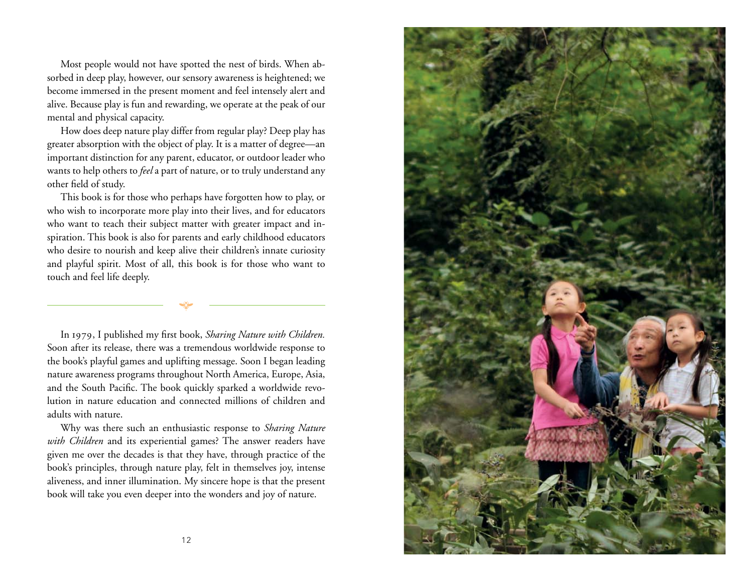Most people would not have spotted the nest of birds. When absorbed in deep play, however, our sensory awareness is heightened; we become immersed in the present moment and feel intensely alert and alive. Because play is fun and rewarding, we operate at the peak of our mental and physical capacity.

How does deep nature play differ from regular play? Deep play has greater absorption with the object of play. It is a matter of degree—an important distinction for any parent, educator, or outdoor leader who wants to help others to *feel* a part of nature, or to truly understand any other field of study.

This book is for those who perhaps have forgotten how to play, or who wish to incorporate more play into their lives, and for educators who want to teach their subject matter with greater impact and inspiration. This book is also for parents and early childhood educators who desire to nourish and keep alive their children's innate curiosity and playful spirit. Most of all, this book is for those who want to touch and feel life deeply.

---

In 1979, I published my first book, *Sharing Nature with Children.* Soon after its release, there was a tremendous worldwide response to the book's playful games and uplifting message. Soon I began leading nature awareness programs throughout North America, Europe, Asia, and the South Pacific. The book quickly sparked a worldwide revolution in nature education and connected millions of children and adults with nature.

Why was there such an enthusiastic response to *Sharing Nature with Children* and its experiential games? The answer readers have given me over the decades is that they have, through practice of the book's principles, through nature play, felt in themselves joy, intense aliveness, and inner illumination. My sincere hope is that the present book will take you even deeper into the wonders and joy of nature.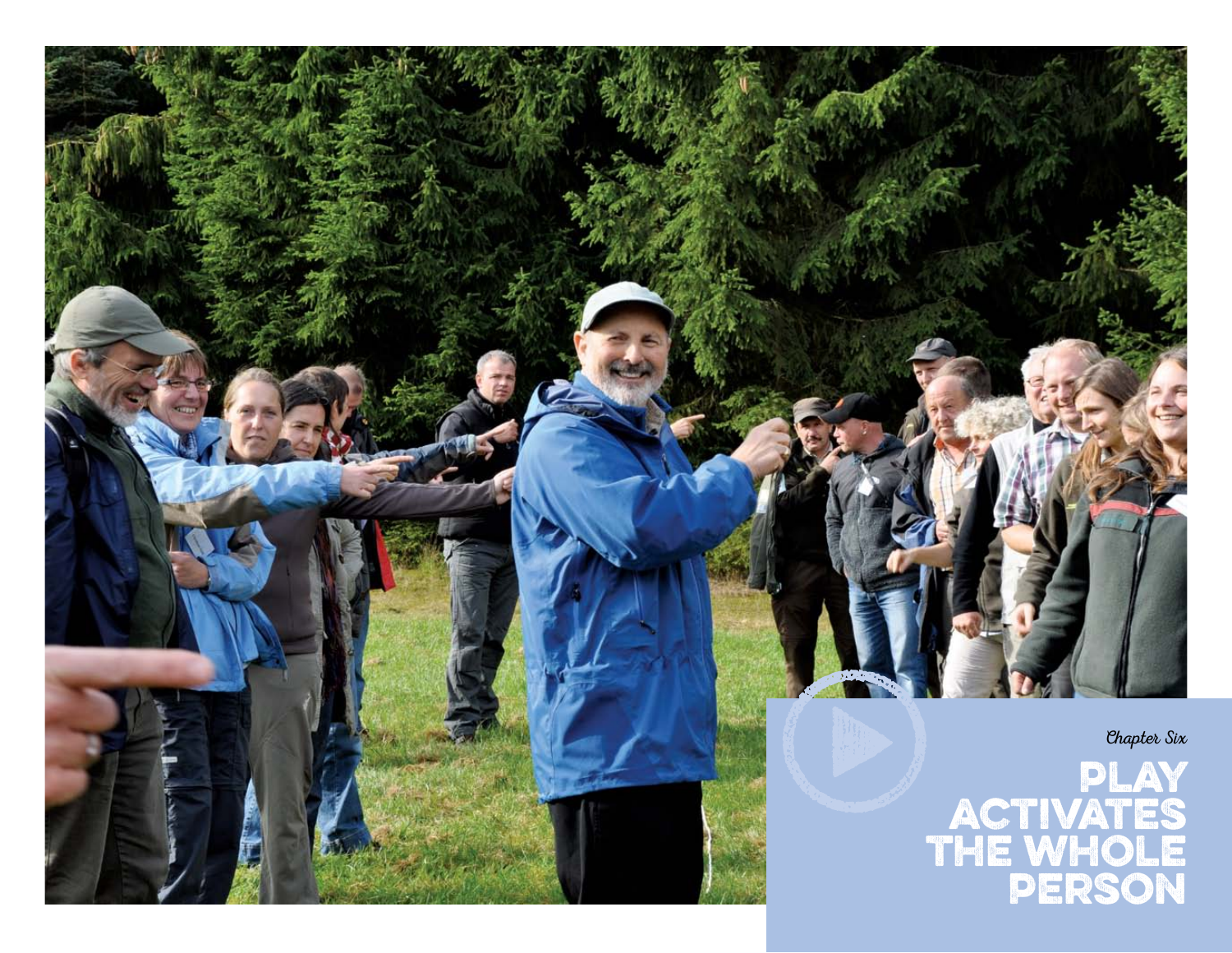*Chapter Six*

# PLAY ACTIVATES THE WHOLE PERSON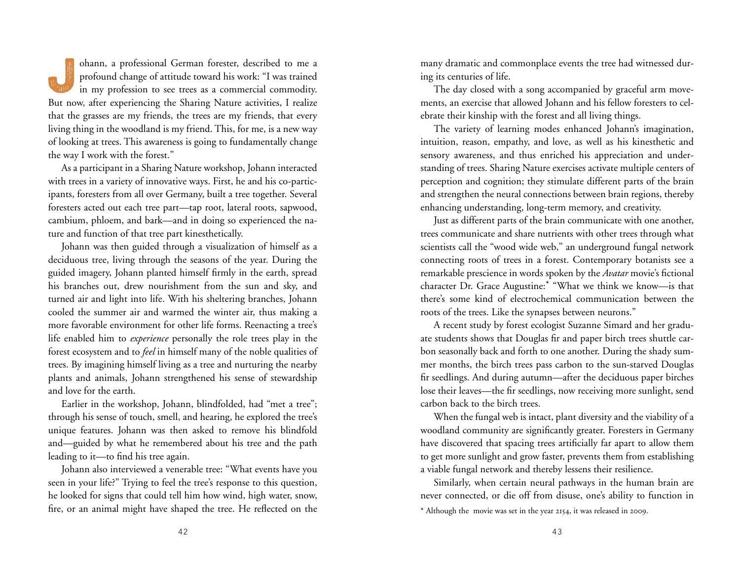Johann, a professional German forester, described to me a profound change of attitude toward his work: "I was trained in my profession to see trees as a commercial commodity. But now, after experiencing the Sharing Nature activities, I realize that the grasses are my friends, the trees are my friends, that every living thing in the woodland is my friend. This, for me, is a new way of looking at trees. This awareness is going to fundamentally change the way I work with the forest."

As a participant in a Sharing Nature workshop, Johann interacted with trees in a variety of innovative ways. First, he and his co-participants, foresters from all over Germany, built a tree together. Several foresters acted out each tree part—tap root, lateral roots, sapwood, cambium, phloem, and bark—and in doing so experienced the nature and function of that tree part kinesthetically.

Johann was then guided through a visualization of himself as a deciduous tree, living through the seasons of the year. During the guided imagery, Johann planted himself firmly in the earth, spread his branches out, drew nourishment from the sun and sky, and turned air and light into life. With his sheltering branches, Johann cooled the summer air and warmed the winter air, thus making a more favorable environment for other life forms. Reenacting a tree's life enabled him to *experience* personally the role trees play in the forest ecosystem and to *feel* in himself many of the noble qualities of trees. By imagining himself living as a tree and nurturing the nearby plants and animals, Johann strengthened his sense of stewardship and love for the earth.

Earlier in the workshop, Johann, blindfolded, had "met a tree"; through his sense of touch, smell, and hearing, he explored the tree's unique features. Johann was then asked to remove his blindfold and—guided by what he remembered about his tree and the path leading to it—to find his tree again.

Johann also interviewed a venerable tree: "What events have you seen in your life?" Trying to feel the tree's response to this question, he looked for signs that could tell him how wind, high water, snow, fire, or an animal might have shaped the tree. He reflected on the many dramatic and commonplace events the tree had witnessed during its centuries of life.

The day closed with a song accompanied by graceful arm movements, an exercise that allowed Johann and his fellow foresters to celebrate their kinship with the forest and all living things.

The variety of learning modes enhanced Johann's imagination, intuition, reason, empathy, and love, as well as his kinesthetic and sensory awareness, and thus enriched his appreciation and understanding of trees. Sharing Nature exercises activate multiple centers of perception and cognition; they stimulate different parts of the brain and strengthen the neural connections between brain regions, thereby enhancing understanding, long-term memory, and creativity.

Just as different parts of the brain communicate with one another, trees communicate and share nutrients with other trees through what scientists call the "wood wide web," an underground fungal network connecting roots of trees in a forest. Contemporary botanists see a remarkable prescience in words spoken by the *Avatar* movie's fictional character Dr. Grace Augustine:* "What we think we know—is that there's some kind of electrochemical communication between the roots of the trees. Like the synapses between neurons."

A recent study by forest ecologist Suzanne Simard and her graduate students shows that Douglas fir and paper birch trees shuttle carbon seasonally back and forth to one another. During the shady summer months, the birch trees pass carbon to the sun-starved Douglas fir seedlings. And during autumn—after the deciduous paper birches lose their leaves—the fir seedlings, now receiving more sunlight, send carbon back to the birch trees.

When the fungal web is intact, plant diversity and the viability of a woodland community are significantly greater. Foresters in Germany have discovered that spacing trees artificially far apart to allow them to get more sunlight and grow faster, prevents them from establishing a viable fungal network and thereby lessens their resilience.

Similarly, when certain neural pathways in the human brain are never connected, or die off from disuse, one's ability to function in

\* Although the movie was set in the year 2154, it was released in 2009.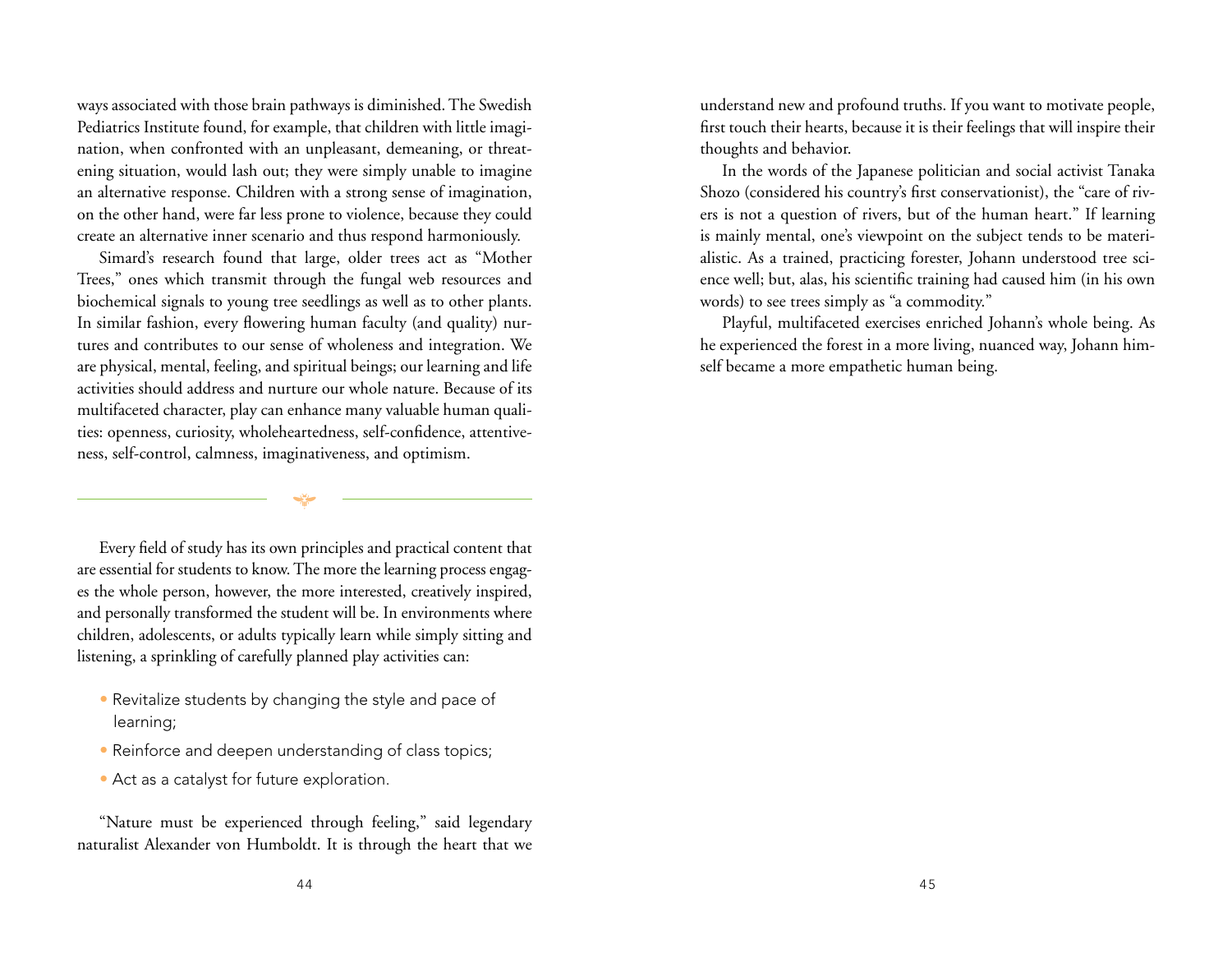ways associated with those brain pathways is diminished. The Swedish Pediatrics Institute found, for example, that children with little imagination, when confronted with an unpleasant, demeaning, or threatening situation, would lash out; they were simply unable to imagine an alternative response. Children with a strong sense of imagination, on the other hand, were far less prone to violence, because they could create an alternative inner scenario and thus respond harmoniously.

Simard's research found that large, older trees act as "Mother Trees," ones which transmit through the fungal web resources and biochemical signals to young tree seedlings as well as to other plants. In similar fashion, every flowering human faculty (and quality) nurtures and contributes to our sense of wholeness and integration. We are physical, mental, feeling, and spiritual beings; our learning and life activities should address and nurture our whole nature. Because of its multifaceted character, play can enhance many valuable human qualities: openness, curiosity, wholeheartedness, self-confidence, attentiveness, self-control, calmness, imaginativeness, and optimism.

---

Every field of study has its own principles and practical content that are essential for students to know. The more the learning process engages the whole person, however, the more interested, creatively inspired, and personally transformed the student will be. In environments where children, adolescents, or adults typically learn while simply sitting and listening, a sprinkling of carefully planned play activities can:

- Revitalize students by changing the style and pace of learning;
- Reinforce and deepen understanding of class topics;
- Act as a catalyst for future exploration.

"Nature must be experienced through feeling," said legendary naturalist Alexander von Humboldt. It is through the heart that we understand new and profound truths. If you want to motivate people, first touch their hearts, because it is their feelings that will inspire their thoughts and behavior.

In the words of the Japanese politician and social activist Tanaka Shozo (considered his country's first conservationist), the "care of rivers is not a question of rivers, but of the human heart." If learning is mainly mental, one's viewpoint on the subject tends to be materialistic. As a trained, practicing forester, Johann understood tree science well; but, alas, his scientific training had caused him (in his own words) to see trees simply as "a commodity."

Playful, multifaceted exercises enriched Johann's whole being. As he experienced the forest in a more living, nuanced way, Johann himself became a more empathetic human being.